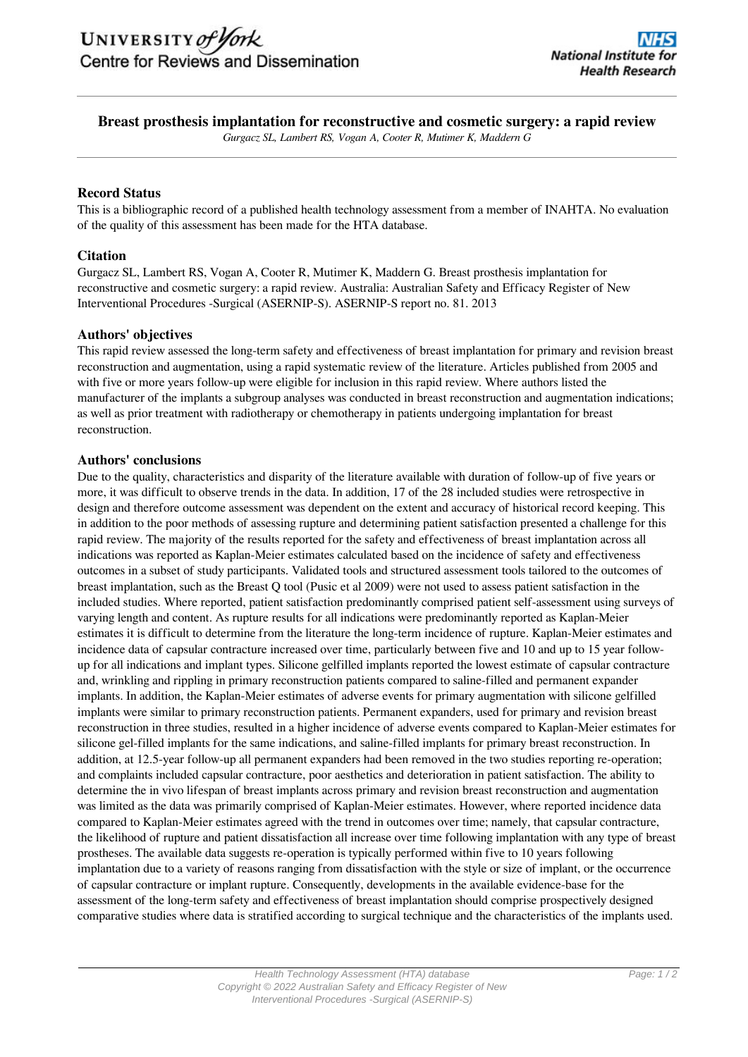# Breast prosthesis implantation for reconstructive and cosmetic surgery: a rapid review

*Gurgacz SL, Lambert RS, Vogan A, Cooter R, Mutimer K, Maddern G*

## Record Status

This is a bibliographic record of a published health technology assessment from a member of INAHTA. No evaluation of the quality of this assessment has been made for the HTA database.

## Citation

Gurgacz SL, Lambert RS, Vogan A, Cooter R, Mutimer K, Maddern G. Breast prosthesis implantation for reconstructive and cosmetic surgery: a rapid review. Australia: Australian Safety and Efficacy Register of New Interventional Procedures -Surgical (ASERNIP-S). ASERNIP-S report no. 81. 2013

## Authors' objectives

This rapid review assessed the long-term safety and effectiveness of breast implantation for primary and revision breast reconstruction and augmentation, using a rapid systematic review of the literature. Articles published from 2005 and with five or more years follow-up were eligible for inclusion in this rapid review. Where authors listed the manufacturer of the implants a subgroup analyses was conducted in breast reconstruction and augmentation indications; as well as prior treatment with radiotherapy or chemotherapy in patients undergoing implantation for breast reconstruction.

## Authors' conclusions

Due to the quality, characteristics and disparity of the literature available with duration of follow-up of five years or more, it was difficult to observe trends in the data. In addition, 17 of the 28 included studies were retrospective in design and therefore outcome assessment was dependent on the extent and accuracy of historical record keeping. This in addition to the poor methods of assessing rupture and determining patient satisfaction presented a challenge for this rapid review. The majority of the results reported for the safety and effectiveness of breast implantation across all indications was reported as Kaplan-Meier estimates calculated based on the incidence of safety and effectiveness outcomes in a subset of study participants. Validated tools and structured assessment tools tailored to the outcomes of breast implantation, such as the Breast Q tool (Pusic et al 2009) were not used to assess patient satisfaction in the included studies. Where reported, patient satisfaction predominantly comprised patient self-assessment using surveys of varying length and content. As rupture results for all indications were predominantly reported as Kaplan-Meier estimates it is difficult to determine from the literature the long-term incidence of rupture. Kaplan-Meier estimates and incidence data of capsular contracture increased over time, particularly between five and 10 and up to 15 year follow-up for all indications and implant types. Silicone gelfilled implants reported the lowest estimate of capsular contracture and, wrinkling and rippling in primary reconstruction patients compared to saline-filled and permanent expander implants. In addition, the Kaplan-Meier estimates of adverse events for primary augmentation with silicone gelfilled implants were similar to primary reconstruction patients. Permanent expanders, used for primary and revision breast reconstruction in three studies, resulted in a higher incidence of adverse events compared to Kaplan-Meier estimates for silicone gel-filled implants for the same indications, and saline-filled implants for primary breast reconstruction. In addition, at 12.5-year follow-up all permanent expanders had been removed in the two studies reporting re-operation; and complaints included capsular contracture, poor aesthetics and deterioration in patient satisfaction. The ability to determine the in vivo lifespan of breast implants across primary and revision breast reconstruction and augmentation was limited as the data was primarily comprised of Kaplan-Meier estimates. However, where reported incidence data compared to Kaplan-Meier estimates agreed with the trend in outcomes over time; namely, that capsular contracture, the likelihood of rupture and patient dissatisfaction all increase over time following implantation with any type of breast prostheses. The available data suggests re-operation is typically performed within five to 10 years following implantation due to a variety of reasons ranging from dissatisfaction with the style or size of implant, or the occurrence of capsular contracture or implant rupture. Consequently, developments in the available evidence-base for the assessment of the long-term safety and effectiveness of breast implantation should comprise prospectively designed comparative studies where data is stratified according to surgical technique and the characteristics of the implants used.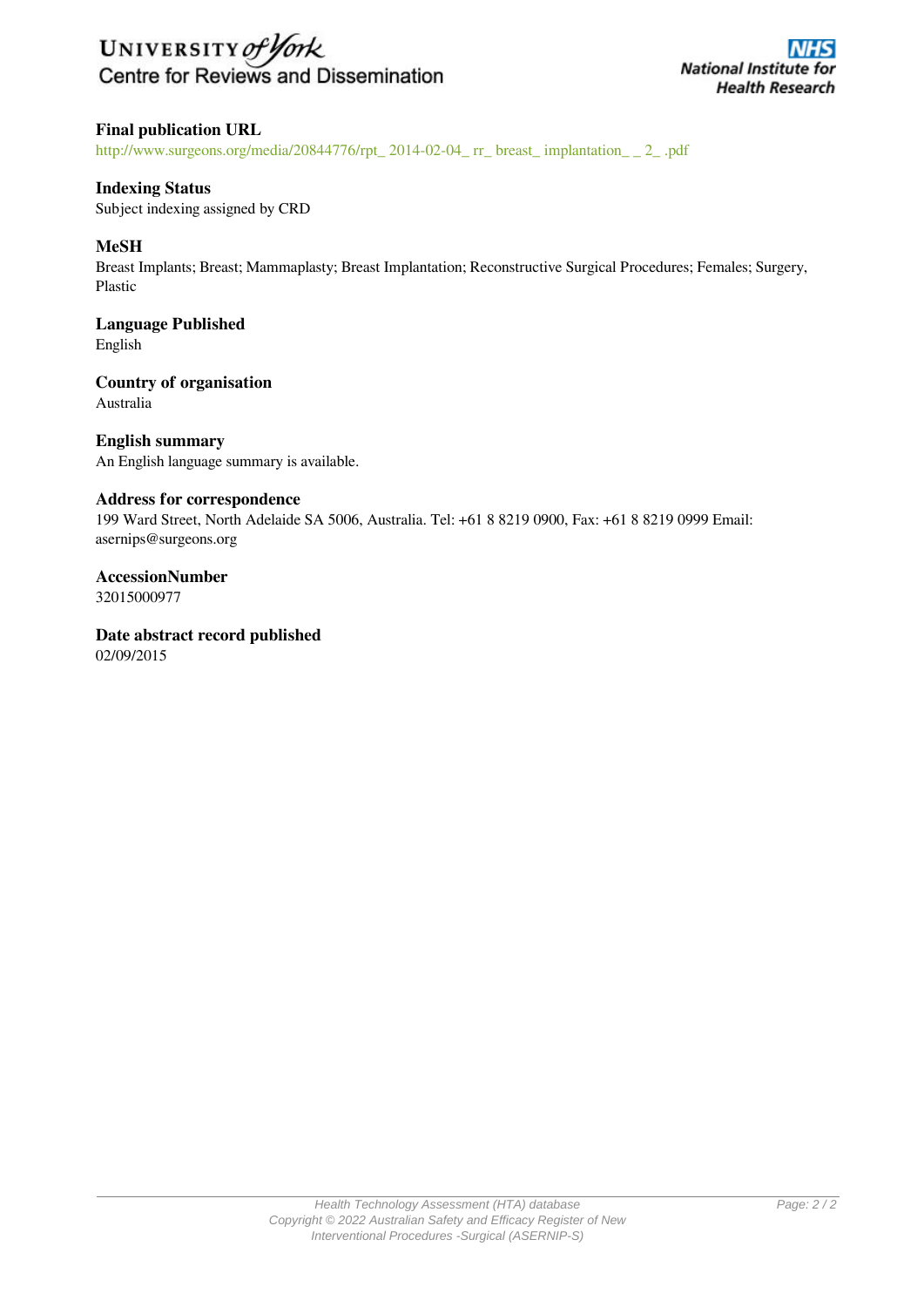**Final publication URL**

http://www.surgeons.org/media/20844776/rpt_ 2014-02-04_ rr_ breast_ implantation_ _ 2_ .pdf

**Indexing Status**

Subject indexing assigned by CRD

**MeSH**

Breast Implants; Breast; Mammaplasty; Breast Implantation; Reconstructive Surgical Procedures; Females; Surgery, Plastic

**Language Published**

English

**Country of organisation**

Australia

**English summary**

An English language summary is available.

**Address for correspondence**

199 Ward Street, North Adelaide SA 5006, Australia. Tel: +61 8 8219 0900, Fax: +61 8 8219 0999 Email: asernips@surgeons.org

**AccessionNumber**

32015000977

**Date abstract record published**

02/09/2015